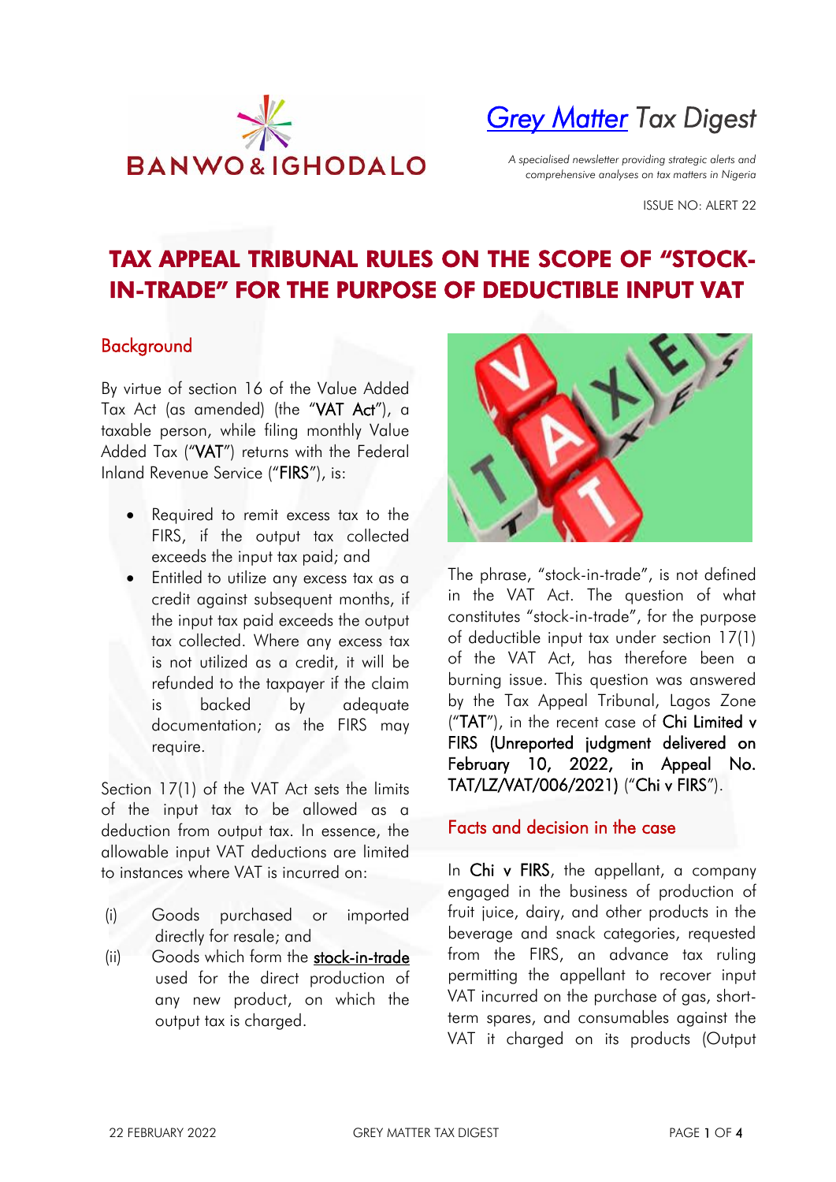BANWO & IGHODALO

*Grey Matter Tax Digest*

*A specialised newsletter providing strategic alerts and comprehensive analyses on tax matters in Nigeria*

ISSUE NO: ALERT 22

# TAX APPEAL TRIBUNAL RULES ON THE SCOPE OF "STOCK-IN-TRADE" FOR THE PURPOSE OF DEDUCTIBLE INPUT VAT

## Background

By virtue of section 16 of the Value Added Tax Act (as amended) (the "**VAT Act**"), a taxable person, while filing monthly Value Added Tax ("**VAT**") returns with the Federal Inland Revenue Service ("**FIRS**"), is:

- Required to remit excess tax to the FIRS, if the output tax collected exceeds the input tax paid; and
- Entitled to utilize any excess tax as a credit against subsequent months, if the input tax paid exceeds the output tax collected. Where any excess tax is not utilized as a credit, it will be refunded to the taxpayer if the claim is backed by adequate documentation; as the FIRS may require.

Section 17(1) of the VAT Act sets the limits of the input tax to be allowed as a deduction from output tax. In essence, the allowable input VAT deductions are limited to instances where VAT is incurred on:

(i) Goods purchased or imported directly for resale; and
(ii) Goods which form the stock-in-trade used for the direct production of any new product, on which the output tax is charged.

The phrase, "stock-in-trade", is not defined in the VAT Act. The question of what constitutes "stock-in-trade", for the purpose of deductible input tax under section 17(1) of the VAT Act, has therefore been a burning issue. This question was answered by the Tax Appeal Tribunal, Lagos Zone ("**TAT**"), in the recent case of **Chi Limited v FIRS (Unreported judgment delivered on February 10, 2022, in Appeal No. TAT/LZ/VAT/006/2021)** ("**Chi v FIRS**").

## Facts and decision in the case

In **Chi v FIRS**, the appellant, a company engaged in the business of production of fruit juice, dairy, and other products in the beverage and snack categories, requested from the FIRS, an advance tax ruling permitting the appellant to recover input VAT incurred on the purchase of gas, short-term spares, and consumables against the VAT it charged on its products (Output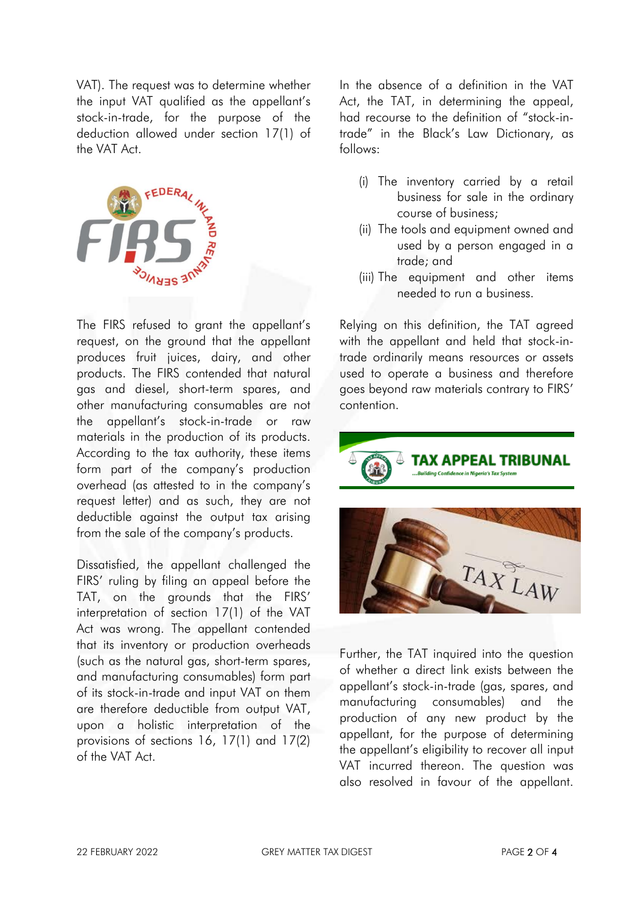VAT). The request was to determine whether the input VAT qualified as the appellant's stock-in-trade, for the purpose of the deduction allowed under section 17(1) of the VAT Act.

The FIRS refused to grant the appellant's request, on the ground that the appellant produces fruit juices, dairy, and other products. The FIRS contended that natural gas and diesel, short-term spares, and other manufacturing consumables are not the appellant's stock-in-trade or raw materials in the production of its products. According to the tax authority, these items form part of the company's production overhead (as attested to in the company's request letter) and as such, they are not deductible against the output tax arising from the sale of the company's products.

Dissatisfied, the appellant challenged the FIRS' ruling by filing an appeal before the TAT, on the grounds that the FIRS' interpretation of section 17(1) of the VAT Act was wrong. The appellant contended that its inventory or production overheads (such as the natural gas, short-term spares, and manufacturing consumables) form part of its stock-in-trade and input VAT on them are therefore deductible from output VAT, upon a holistic interpretation of the provisions of sections 16, 17(1) and 17(2) of the VAT Act.

In the absence of a definition in the VAT Act, the TAT, in determining the appeal, had recourse to the definition of "stock-in-trade" in the Black's Law Dictionary, as follows:

(i) The inventory carried by a retail business for sale in the ordinary course of business;
(ii) The tools and equipment owned and used by a person engaged in a trade; and
(iii) The equipment and other items needed to run a business.

Relying on this definition, the TAT agreed with the appellant and held that stock-in-trade ordinarily means resources or assets used to operate a business and therefore goes beyond raw materials contrary to FIRS' contention.

Further, the TAT inquired into the question of whether a direct link exists between the appellant's stock-in-trade (gas, spares, and manufacturing consumables) and the production of any new product by the appellant, for the purpose of determining the appellant's eligibility to recover all input VAT incurred thereon. The question was also resolved in favour of the appellant.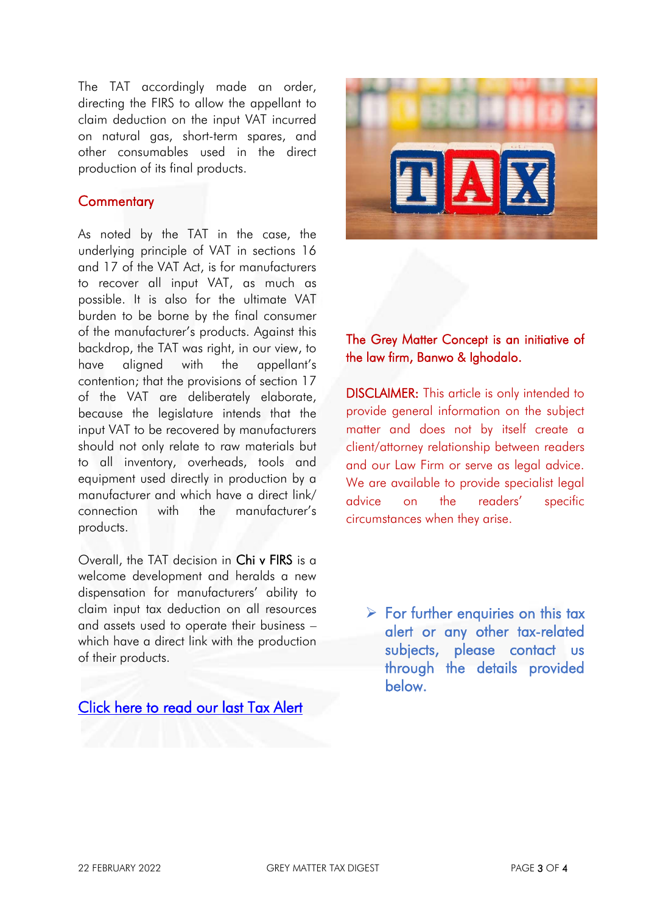The TAT accordingly made an order, directing the FIRS to allow the appellant to claim deduction on the input VAT incurred on natural gas, short-term spares, and other consumables used in the direct production of its final products.

## Commentary

As noted by the TAT in the case, the underlying principle of VAT in sections 16 and 17 of the VAT Act, is for manufacturers to recover all input VAT, as much as possible. It is also for the ultimate VAT burden to be borne by the final consumer of the manufacturer's products. Against this backdrop, the TAT was right, in our view, to have aligned with the appellant's contention; that the provisions of section 17 of the VAT are deliberately elaborate, because the legislature intends that the input VAT to be recovered by manufacturers should not only relate to raw materials but to all inventory, overheads, tools and equipment used directly in production by a manufacturer and which have a direct link/ connection with the manufacturer's products.

Overall, the TAT decision in **Chi v FIRS** is a welcome development and heralds a new dispensation for manufacturers' ability to claim input tax deduction on all resources and assets used to operate their business – which have a direct link with the production of their products.

[Click here to read our last Tax Alert]

The Grey Matter Concept is an initiative of the law firm, Banwo & Ighodalo.

**DISCLAIMER:** This article is only intended to provide general information on the subject matter and does not by itself create a client/attorney relationship between readers and our Law Firm or serve as legal advice. We are available to provide specialist legal advice on the readers' specific circumstances when they arise.

- For further enquiries on this tax alert or any other tax-related subjects, please contact us through the details provided below.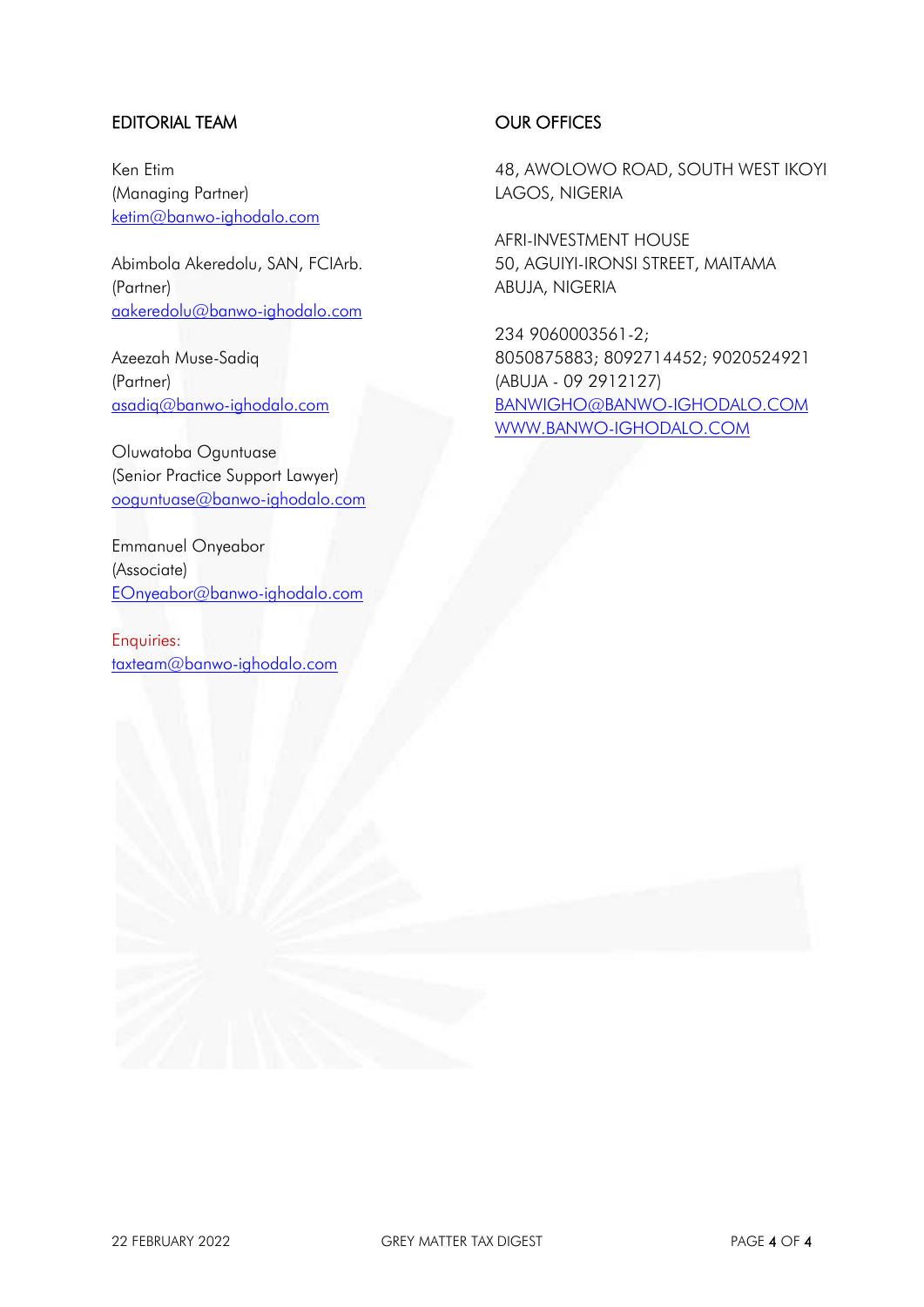## EDITORIAL TEAM

Ken Etim
(Managing Partner)
ketim@banwo-ighodalo.com

Abimbola Akeredolu, SAN, FCIArb.
(Partner)
aakeredolu@banwo-ighodalo.com

Azeezah Muse-Sadiq
(Partner)
asadiq@banwo-ighodalo.com

Oluwatoba Oguntuase
(Senior Practice Support Lawyer)
ooguntuase@banwo-ighodalo.com

Emmanuel Onyeabor
(Associate)
EOnyeabor@banwo-ighodalo.com

Enquiries:
taxteam@banwo-ighodalo.com

## OUR OFFICES

48, AWOLOWO ROAD, SOUTH WEST IKOYI
LAGOS, NIGERIA

AFRI-INVESTMENT HOUSE
50, AGUIYI-IRONSI STREET, MAITAMA
ABUJA, NIGERIA

234 9060003561-2;
8050875883; 8092714452; 9020524921
(ABUJA - 09 2912127)
BANWIGHO@BANWO-IGHODALO.COM
WWW.BANWO-IGHODALO.COM